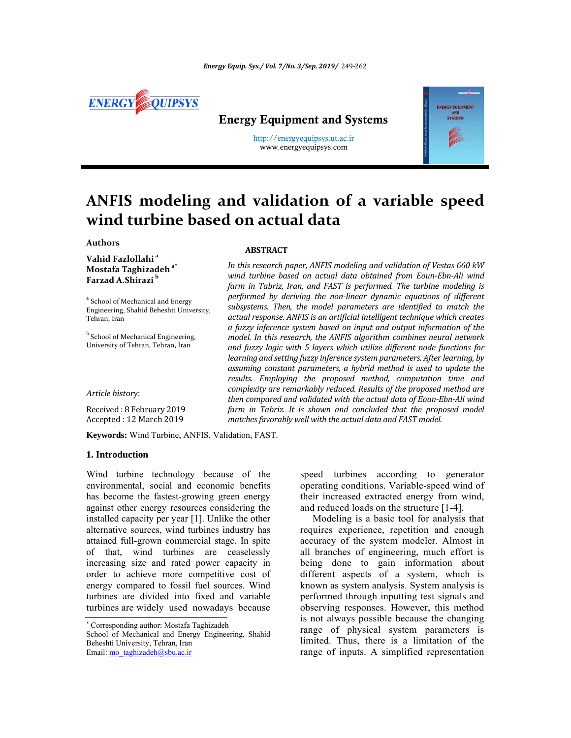# ANFIS modeling and validation of a variable speed wind turbine based on actual data

**Authors**

**Vahid Fazlollahi** [a]
**Mostafa Taghizadeh** [a*]
**Farzad A.Shirazi** [b]

[a] School of Mechanical and Energy Engineering, Shahid Beheshti University, Tehran, Iran

[b] School of Mechanical Engineering, University of Tehran, Tehran, Iran

*Article history*:

Received : 8 February 2019
Accepted : 12 March 2019

## ABSTRACT

*In this research paper, ANFIS modeling and validation of Vestas 660 kW wind turbine based on actual data obtained from Eoun-Ebn-Ali wind farm in Tabriz, Iran, and FAST is performed. The turbine modeling is performed by deriving the non-linear dynamic equations of different subsystems. Then, the model parameters are identified to match the actual response. ANFIS is an artificial intelligent technique which creates a fuzzy inference system based on input and output information of the model. In this research, the ANFIS algorithm combines neural network and fuzzy logic with 5 layers which utilize different node functions for learning and setting fuzzy inference system parameters. After learning, by assuming constant parameters, a hybrid method is used to update the results. Employing the proposed method, computation time and complexity are remarkably reduced. Results of the proposed method are then compared and validated with the actual data of Eoun-Ebn-Ali wind farm in Tabriz. It is shown and concluded that the proposed model matches favorably well with the actual data and FAST model.*

**Keywords:** Wind Turbine, ANFIS, Validation, FAST.

## 1. Introduction

Wind turbine technology because of the environmental, social and economic benefits has become the fastest-growing green energy against other energy resources considering the installed capacity per year [1]. Unlike the other alternative sources, wind turbines industry has attained full-grown commercial stage. In spite of that, wind turbines are ceaselessly increasing size and rated power capacity in order to achieve more competitive cost of energy compared to fossil fuel sources. Wind turbines are divided into fixed and variable turbines are widely used nowadays because speed turbines according to generator operating conditions. Variable-speed wind of their increased extracted energy from wind, and reduced loads on the structure [1-4].

Modeling is a basic tool for analysis that requires experience, repetition and enough accuracy of the system modeler. Almost in all branches of engineering, much effort is being done to gain information about different aspects of a system, which is known as system analysis. System analysis is performed through inputting test signals and observing responses. However, this method is not always possible because the changing range of physical system parameters is limited. Thus, there is a limitation of the range of inputs. A simplified representation

---

[*] Corresponding author: Mostafa Taghizadeh
School of Mechanical and Energy Engineering, Shahid Beheshti University, Tehran, Iran
Email: mo_taghizadeh@sbu.ac.ir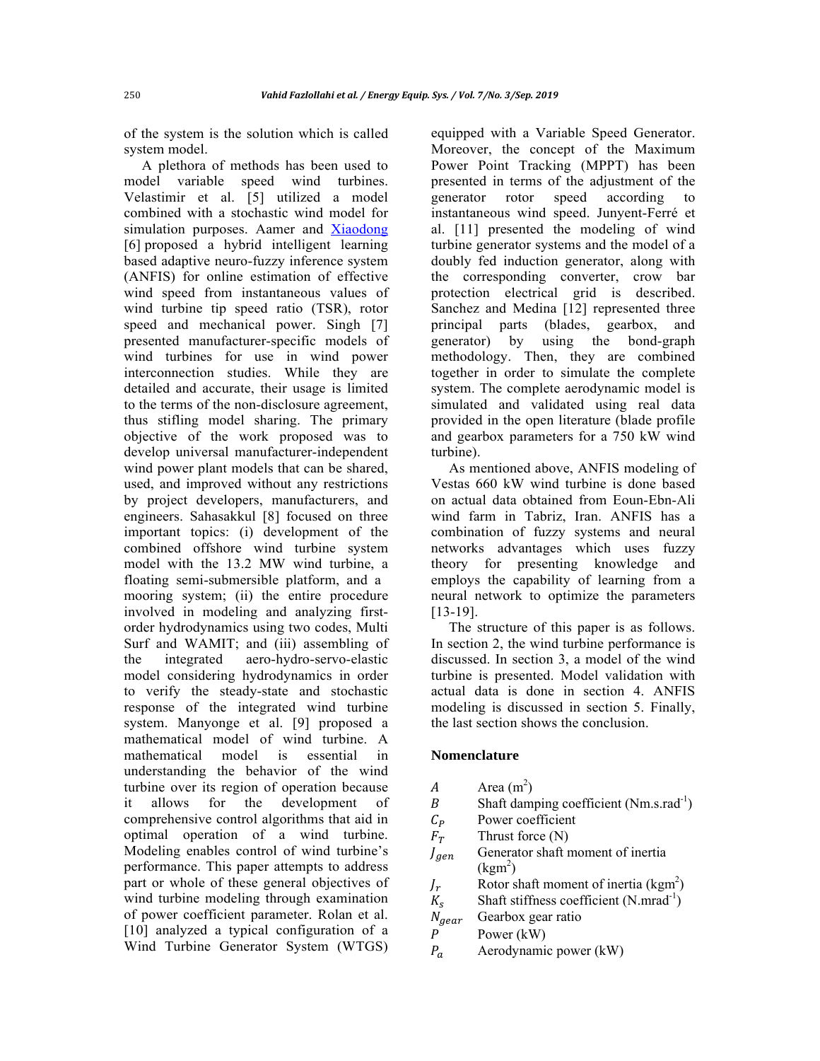of the system is the solution which is called system model.

A plethora of methods has been used to model variable speed wind turbines. Velastimir et al. [5] utilized a model combined with a stochastic wind model for simulation purposes. Aamer and Xiaodong [6] proposed a hybrid intelligent learning based adaptive neuro-fuzzy inference system (ANFIS) for online estimation of effective wind speed from instantaneous values of wind turbine tip speed ratio (TSR), rotor speed and mechanical power. Singh [7] presented manufacturer-specific models of wind turbines for use in wind power interconnection studies. While they are detailed and accurate, their usage is limited to the terms of the non-disclosure agreement, thus stifling model sharing. The primary objective of the work proposed was to develop universal manufacturer-independent wind power plant models that can be shared, used, and improved without any restrictions by project developers, manufacturers, and engineers. Sahasakkul [8] focused on three important topics: (i) development of the combined offshore wind turbine system model with the 13.2 MW wind turbine, a floating semi-submersible platform, and a mooring system; (ii) the entire procedure involved in modeling and analyzing first-order hydrodynamics using two codes, Multi Surf and WAMIT; and (iii) assembling of the integrated aero-hydro-servo-elastic model considering hydrodynamics in order to verify the steady-state and stochastic response of the integrated wind turbine system. Manyonge et al. [9] proposed a mathematical model of wind turbine. A mathematical model is essential in understanding the behavior of the wind turbine over its region of operation because it allows for the development of comprehensive control algorithms that aid in optimal operation of a wind turbine. Modeling enables control of wind turbine's performance. This paper attempts to address part or whole of these general objectives of wind turbine modeling through examination of power coefficient parameter. Rolan et al. [10] analyzed a typical configuration of a Wind Turbine Generator System (WTGS) equipped with a Variable Speed Generator. Moreover, the concept of the Maximum Power Point Tracking (MPPT) has been presented in terms of the adjustment of the generator rotor speed according to instantaneous wind speed. Junyent-Ferré et al. [11] presented the modeling of wind turbine generator systems and the model of a doubly fed induction generator, along with the corresponding converter, crow bar protection electrical grid is described. Sanchez and Medina [12] represented three principal parts (blades, gearbox, and generator) by using the bond-graph methodology. Then, they are combined together in order to simulate the complete system. The complete aerodynamic model is simulated and validated using real data provided in the open literature (blade profile and gearbox parameters for a 750 kW wind turbine).

As mentioned above, ANFIS modeling of Vestas 660 kW wind turbine is done based on actual data obtained from Eoun-Ebn-Ali wind farm in Tabriz, Iran. ANFIS has a combination of fuzzy systems and neural networks advantages which uses fuzzy theory for presenting knowledge and employs the capability of learning from a neural network to optimize the parameters [13-19].

The structure of this paper is as follows. In section 2, the wind turbine performance is discussed. In section 3, a model of the wind turbine is presented. Model validation with actual data is done in section 4. ANFIS modeling is discussed in section 5. Finally, the last section shows the conclusion.

## Nomenclature

| | |
|---|---|
| $A$ | Area ($m^2$) |
| $B$ | Shaft damping coefficient ($Nm.s.rad^{-1}$) |
| $C_P$ | Power coefficient |
| $F_T$ | Thrust force (N) |
| $J_{gen}$ | Generator shaft moment of inertia ($kgm^2$) |
| $J_r$ | Rotor shaft moment of inertia ($kgm^2$) |
| $K_s$ | Shaft stiffness coefficient ($N.mrad^{-1}$) |
| $N_{gear}$ | Gearbox gear ratio |
| $P$ | Power (kW) |
| $P_a$ | Aerodynamic power (kW) |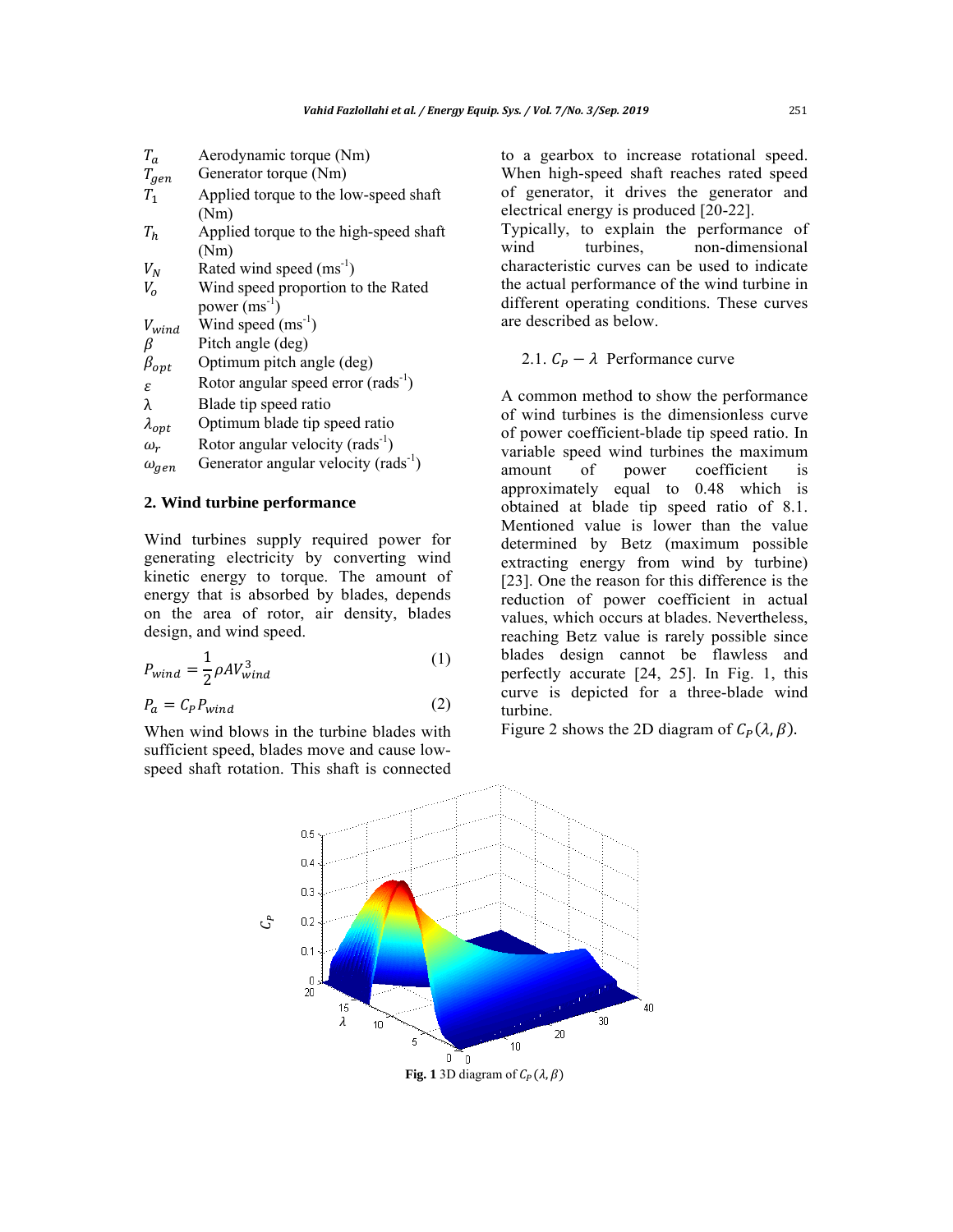| | |
|---|---|
| $T_a$ | Aerodynamic torque (Nm) |
| $T_{gen}$ | Generator torque (Nm) |
| $T_1$ | Applied torque to the low-speed shaft (Nm) |
| $T_h$ | Applied torque to the high-speed shaft (Nm) |
| $V_N$ | Rated wind speed (ms$^{-1}$) |
| $V_o$ | Wind speed proportion to the Rated power (ms$^{-1}$) |
| $V_{wind}$ | Wind speed (ms$^{-1}$) |
| $\beta$ | Pitch angle (deg) |
| $\beta_{opt}$ | Optimum pitch angle (deg) |
| $\varepsilon$ | Rotor angular speed error (rads$^{-1}$) |
| $\lambda$ | Blade tip speed ratio |
| $\lambda_{opt}$ | Optimum blade tip speed ratio |
| $\omega_r$ | Rotor angular velocity (rads$^{-1}$) |
| $\omega_{gen}$ | Generator angular velocity (rads$^{-1}$) |

## 2. Wind turbine performance

Wind turbines supply required power for generating electricity by converting wind kinetic energy to torque. The amount of energy that is absorbed by blades, depends on the area of rotor, air density, blades design, and wind speed.

$$P_{wind} = \frac{1}{2}\rho A V_{wind}^3 \tag{1}$$

$$P_a = C_P P_{wind} \tag{2}$$

When wind blows in the turbine blades with sufficient speed, blades move and cause low-speed shaft rotation. This shaft is connected to a gearbox to increase rotational speed. When high-speed shaft reaches rated speed of generator, it drives the generator and electrical energy is produced [20-22].

Typically, to explain the performance of wind turbines, non-dimensional characteristic curves can be used to indicate the actual performance of the wind turbine in different operating conditions. These curves are described as below.

### 2.1. $C_P - \lambda$ Performance curve

A common method to show the performance of wind turbines is the dimensionless curve of power coefficient-blade tip speed ratio. In variable speed wind turbines the maximum amount of power coefficient is approximately equal to 0.48 which is obtained at blade tip speed ratio of 8.1. Mentioned value is lower than the value determined by Betz (maximum possible extracting energy from wind by turbine) [23]. One the reason for this difference is the reduction of power coefficient in actual values, which occurs at blades. Nevertheless, reaching Betz value is rarely possible since blades design cannot be flawless and perfectly accurate [24, 25]. In Fig. 1, this curve is depicted for a three-blade wind turbine.

Figure 2 shows the 2D diagram of $C_P(\lambda, \beta)$.

**Fig. 1** 3D diagram of $C_P(\lambda, \beta)$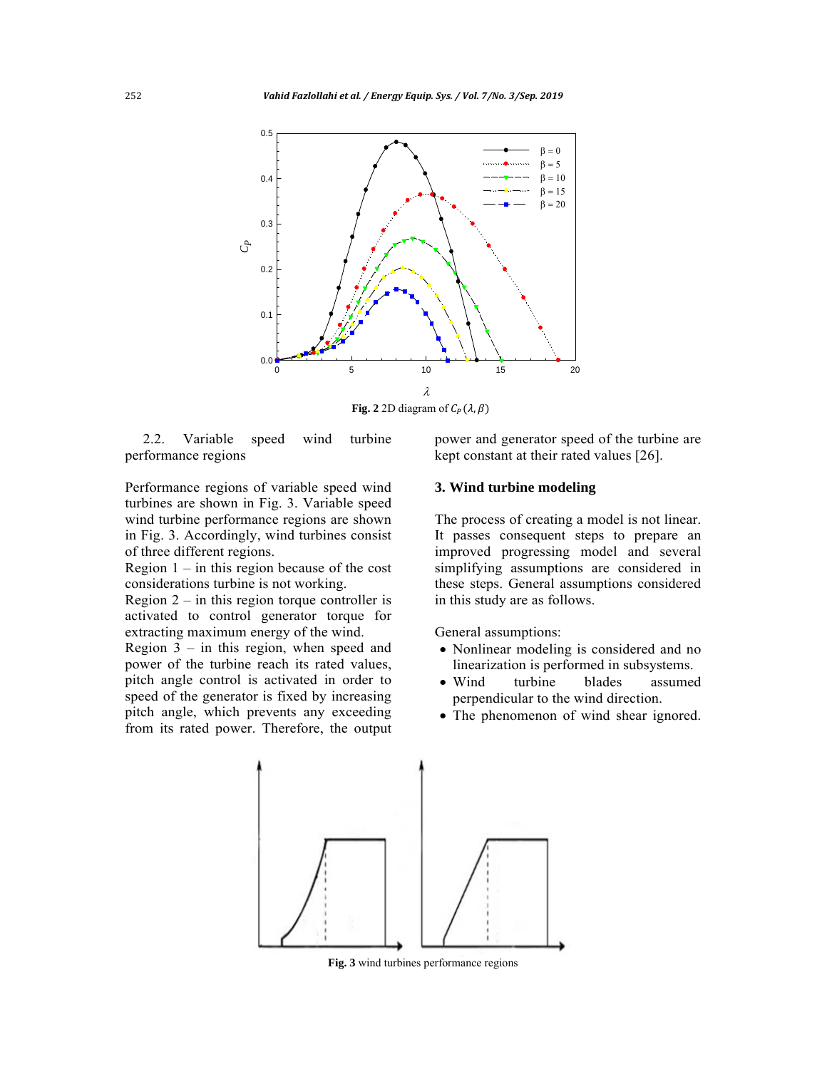Fig. 2 2D diagram of $C_P(\lambda, \beta)$

2.2. Variable speed wind turbine performance regions

Performance regions of variable speed wind turbines are shown in Fig. 3. Variable speed wind turbine performance regions are shown in Fig. 3. Accordingly, wind turbines consist of three different regions.

Region 1 – in this region because of the cost considerations turbine is not working.

Region 2 – in this region torque controller is activated to control generator torque for extracting maximum energy of the wind.

Region 3 – in this region, when speed and power of the turbine reach its rated values, pitch angle control is activated in order to speed of the generator is fixed by increasing pitch angle, which prevents any exceeding from its rated power. Therefore, the output power and generator speed of the turbine are kept constant at their rated values [26].

## 3. Wind turbine modeling

The process of creating a model is not linear. It passes consequent steps to prepare an improved progressing model and several simplifying assumptions are considered in these steps. General assumptions considered in this study are as follows.

General assumptions:

- Nonlinear modeling is considered and no linearization is performed in subsystems.
- Wind turbine blades assumed perpendicular to the wind direction.
- The phenomenon of wind shear ignored.

Fig. 3 wind turbines performance regions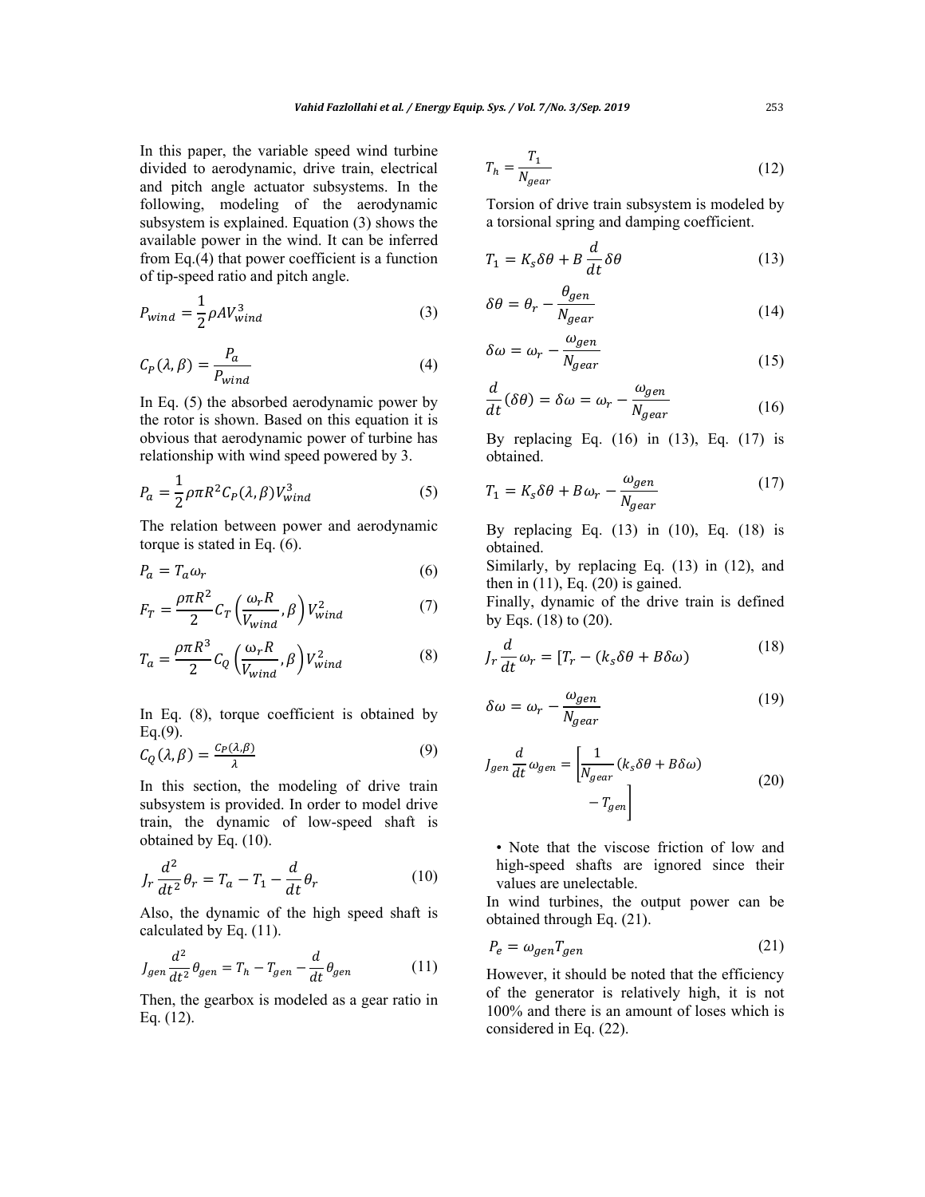In this paper, the variable speed wind turbine divided to aerodynamic, drive train, electrical and pitch angle actuator subsystems. In the following, modeling of the aerodynamic subsystem is explained. Equation (3) shows the available power in the wind. It can be inferred from Eq.(4) that power coefficient is a function of tip-speed ratio and pitch angle.

$$P_{wind} = \frac{1}{2}\rho A V_{wind}^{3} \tag{3}$$

$$C_P(\lambda, \beta) = \frac{P_a}{P_{wind}} \tag{4}$$

In Eq. (5) the absorbed aerodynamic power by the rotor is shown. Based on this equation it is obvious that aerodynamic power of turbine has relationship with wind speed powered by 3.

$$P_a = \frac{1}{2}\rho\pi R^2 C_P(\lambda, \beta) V_{wind}^{3} \tag{5}$$

The relation between power and aerodynamic torque is stated in Eq. (6).

$$P_a = T_a \omega_r \tag{6}$$

$$F_T = \frac{\rho\pi R^2}{2} C_T\left(\frac{\omega_r R}{V_{wind}}, \beta\right) V_{wind}^{2} \tag{7}$$

$$T_a = \frac{\rho\pi R^3}{2} C_Q\left(\frac{\omega_r R}{V_{wind}}, \beta\right) V_{wind}^{2} \tag{8}$$

In Eq. (8), torque coefficient is obtained by Eq.(9).

$$C_Q(\lambda, \beta) = \frac{C_P(\lambda, \beta)}{\lambda} \tag{9}$$

In this section, the modeling of drive train subsystem is provided. In order to model drive train, the dynamic of low-speed shaft is obtained by Eq. (10).

$$J_r \frac{d^2}{dt^2}\theta_r = T_a - T_1 - \frac{d}{dt}\theta_r \tag{10}$$

Also, the dynamic of the high speed shaft is calculated by Eq. (11).

$$J_{gen} \frac{d^2}{dt^2}\theta_{gen} = T_h - T_{gen} - \frac{d}{dt}\theta_{gen} \tag{11}$$

Then, the gearbox is modeled as a gear ratio in Eq. (12).

$$T_h = \frac{T_1}{N_{gear}} \tag{12}$$

Torsion of drive train subsystem is modeled by a torsional spring and damping coefficient.

$$T_1 = K_s \delta\theta + B\frac{d}{dt}\delta\theta \tag{13}$$

$$\delta\theta = \theta_r - \frac{\theta_{gen}}{N_{gear}} \tag{14}$$

$$\delta\omega = \omega_r - \frac{\omega_{gen}}{N_{gear}} \tag{15}$$

$$\frac{d}{dt}(\delta\theta) = \delta\omega = \omega_r - \frac{\omega_{gen}}{N_{gear}} \tag{16}$$

By replacing Eq. (16) in (13), Eq. (17) is obtained.

$$T_1 = K_s \delta\theta + B\omega_r - \frac{\omega_{gen}}{N_{gear}} \tag{17}$$

By replacing Eq. (13) in (10), Eq. (18) is obtained.

Similarly, by replacing Eq. (13) in (12), and then in (11), Eq. (20) is gained.

Finally, dynamic of the drive train is defined by Eqs. (18) to (20).

$$J_r \frac{d}{dt}\omega_r = [T_r - (k_s\delta\theta + B\delta\omega) \tag{18}$$

$$\delta\omega = \omega_r - \frac{\omega_{gen}}{N_{gear}} \tag{19}$$

$$J_{gen}\frac{d}{dt}\omega_{gen} = \left[\frac{1}{N_{gear}}(k_s\delta\theta + B\delta\omega) - T_{gen}\right] \tag{20}$$

- Note that the viscose friction of low and high-speed shafts are ignored since their values are unelectable.

In wind turbines, the output power can be obtained through Eq. (21).

$$P_e = \omega_{gen} T_{gen} \tag{21}$$

However, it should be noted that the efficiency of the generator is relatively high, it is not 100% and there is an amount of loses which is considered in Eq. (22).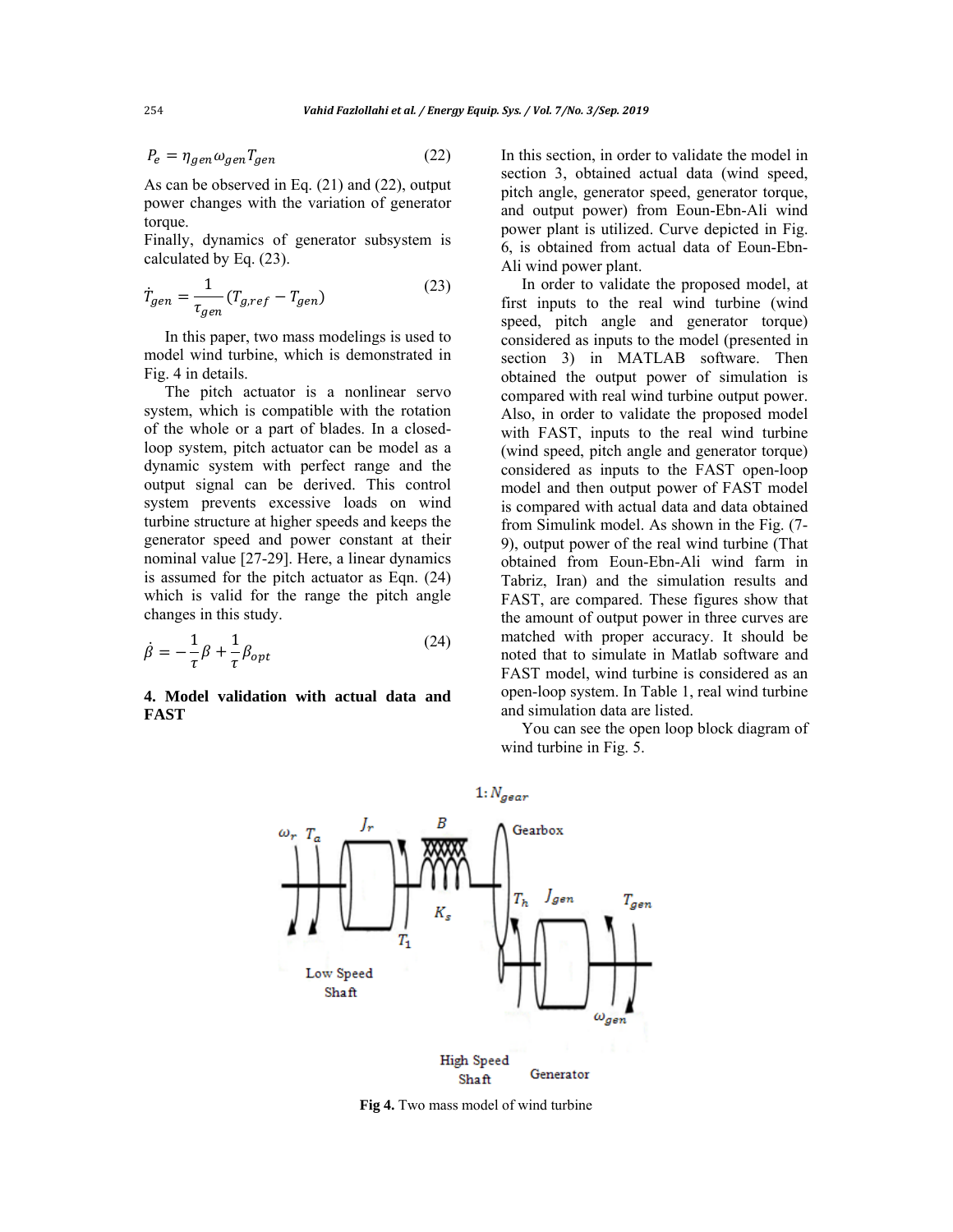$$P_e = \eta_{gen}\omega_{gen}T_{gen} \tag{22}$$

As can be observed in Eq. (21) and (22), output power changes with the variation of generator torque.

Finally, dynamics of generator subsystem is calculated by Eq. (23).

$$\dot{T}_{gen} = \frac{1}{\tau_{gen}}(T_{g,ref} - T_{gen}) \tag{23}$$

In this paper, two mass modelings is used to model wind turbine, which is demonstrated in Fig. 4 in details.

The pitch actuator is a nonlinear servo system, which is compatible with the rotation of the whole or a part of blades. In a closed-loop system, pitch actuator can be model as a dynamic system with perfect range and the output signal can be derived. This control system prevents excessive loads on wind turbine structure at higher speeds and keeps the generator speed and power constant at their nominal value [27-29]. Here, a linear dynamics is assumed for the pitch actuator as Eqn. (24) which is valid for the range the pitch angle changes in this study.

$$\dot{\beta} = -\frac{1}{\tau}\beta + \frac{1}{\tau}\beta_{opt} \tag{24}$$

## 4. Model validation with actual data and FAST

In this section, in order to validate the model in section 3, obtained actual data (wind speed, pitch angle, generator speed, generator torque, and output power) from Eoun-Ebn-Ali wind power plant is utilized. Curve depicted in Fig. 6, is obtained from actual data of Eoun-Ebn-Ali wind power plant.

In order to validate the proposed model, at first inputs to the real wind turbine (wind speed, pitch angle and generator torque) considered as inputs to the model (presented in section 3) in MATLAB software. Then obtained the output power of simulation is compared with real wind turbine output power. Also, in order to validate the proposed model with FAST, inputs to the real wind turbine (wind speed, pitch angle and generator torque) considered as inputs to the FAST open-loop model and then output power of FAST model is compared with actual data and data obtained from Simulink model. As shown in the Fig. (7-9), output power of the real wind turbine (That obtained from Eoun-Ebn-Ali wind farm in Tabriz, Iran) and the simulation results and FAST, are compared. These figures show that the amount of output power in three curves are matched with proper accuracy. It should be noted that to simulate in Matlab software and FAST model, wind turbine is considered as an open-loop system. In Table 1, real wind turbine and simulation data are listed.

You can see the open loop block diagram of wind turbine in Fig. 5.

**Fig 4.** Two mass model of wind turbine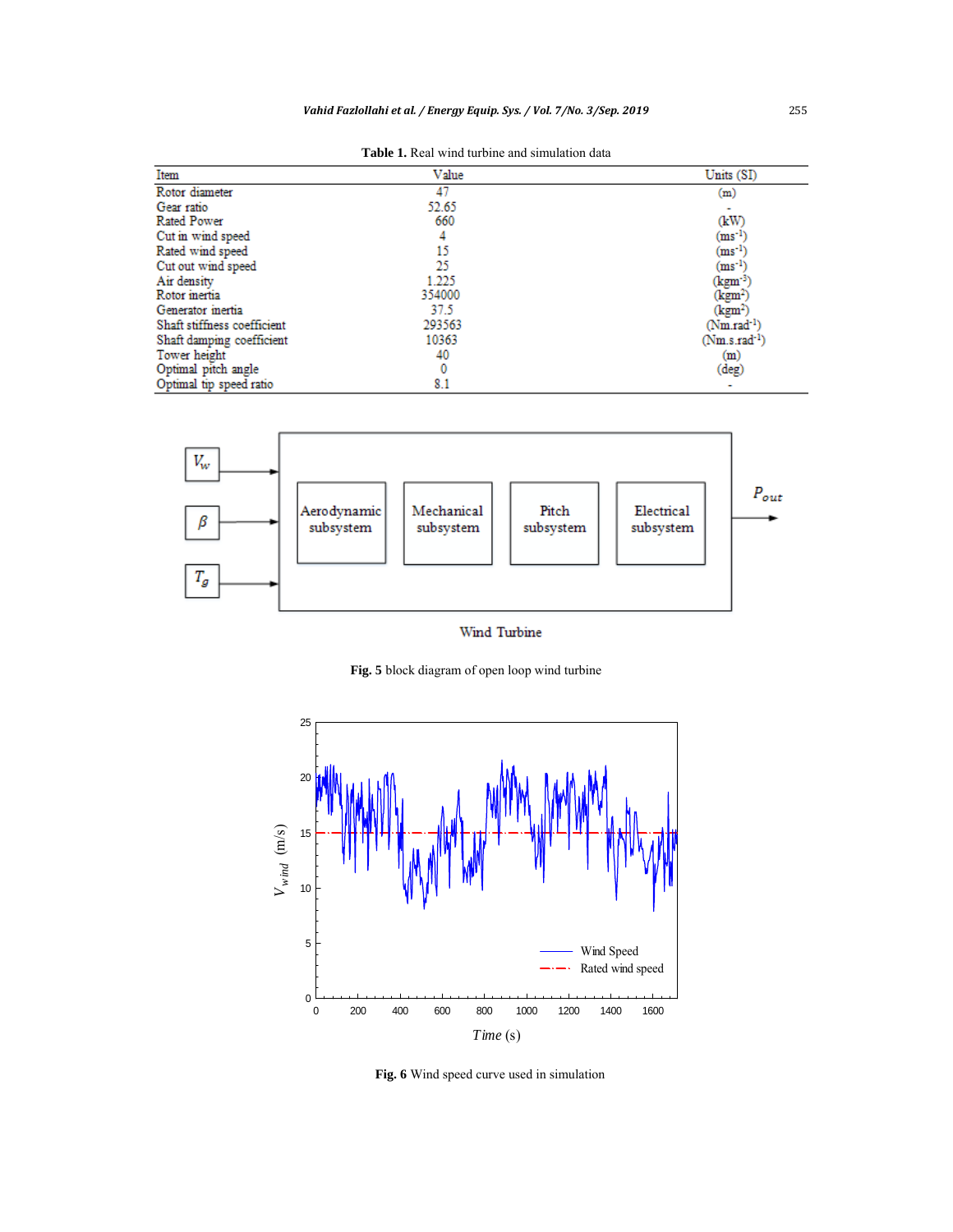**Table 1.** Real wind turbine and simulation data

| Item | Value | Units (SI) |
|---|---|---|
| Rotor diameter | 47 | (m) |
| Gear ratio | 52.65 | - |
| Rated Power | 660 | (kW) |
| Cut in wind speed | 4 | ($ms^{-1}$) |
| Rated wind speed | 15 | ($ms^{-1}$) |
| Cut out wind speed | 25 | ($ms^{-1}$) |
| Air density | 1.225 | ($kgm^{-3}$) |
| Rotor inertia | 354000 | ($kgm^2$) |
| Generator inertia | 37.5 | ($kgm^2$) |
| Shaft stiffness coefficient | 293563 | ($Nm.rad^{-1}$) |
| Shaft damping coefficient | 10363 | ($Nm.s.rad^{-1}$) |
| Tower height | 40 | (m) |
| Optimal pitch angle | 0 | (deg) |
| Optimal tip speed ratio | 8.1 | - |

**Fig. 5** block diagram of open loop wind turbine

**Fig. 6** Wind speed curve used in simulation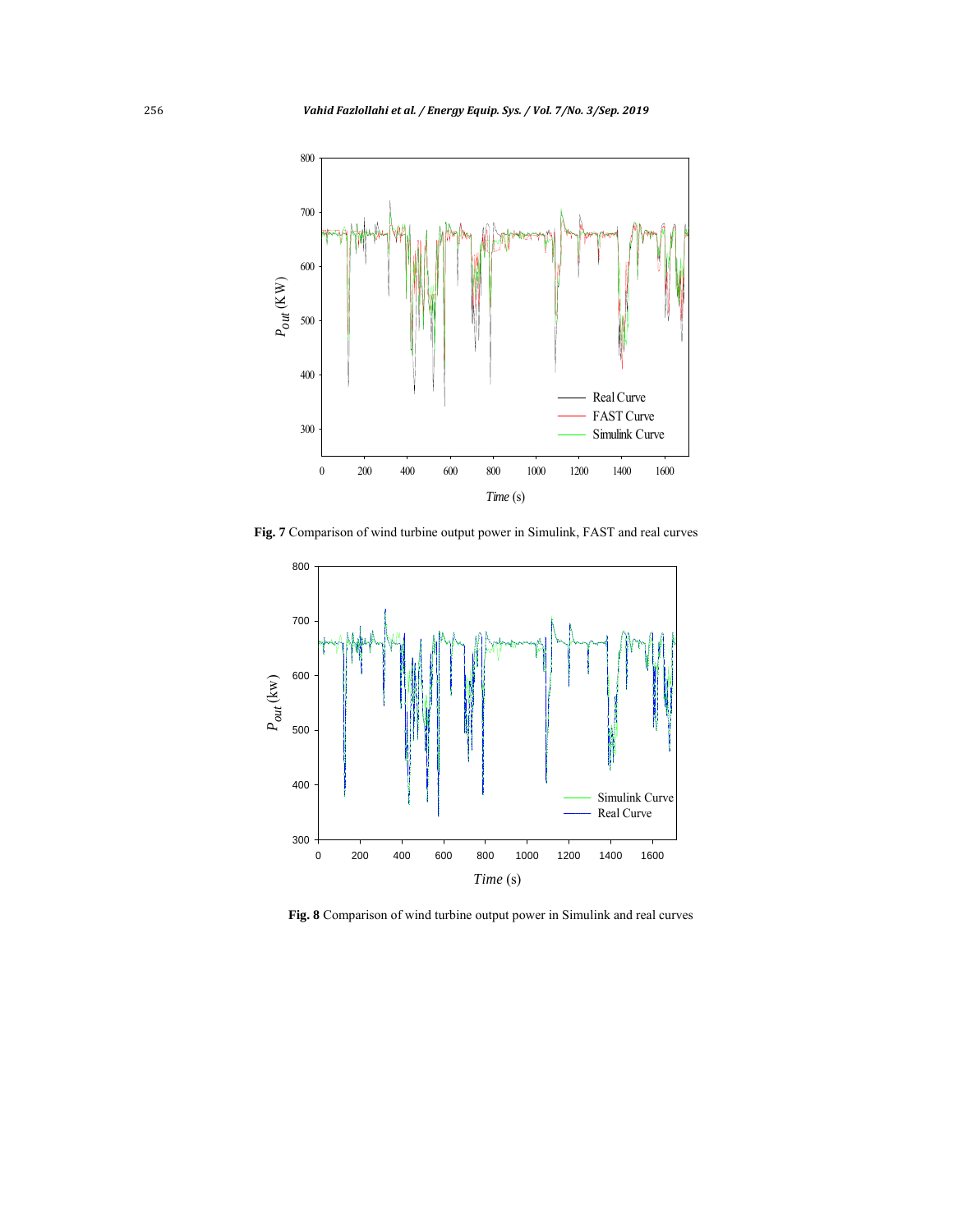**Fig. 7** Comparison of wind turbine output power in Simulink, FAST and real curves

**Fig. 8** Comparison of wind turbine output power in Simulink and real curves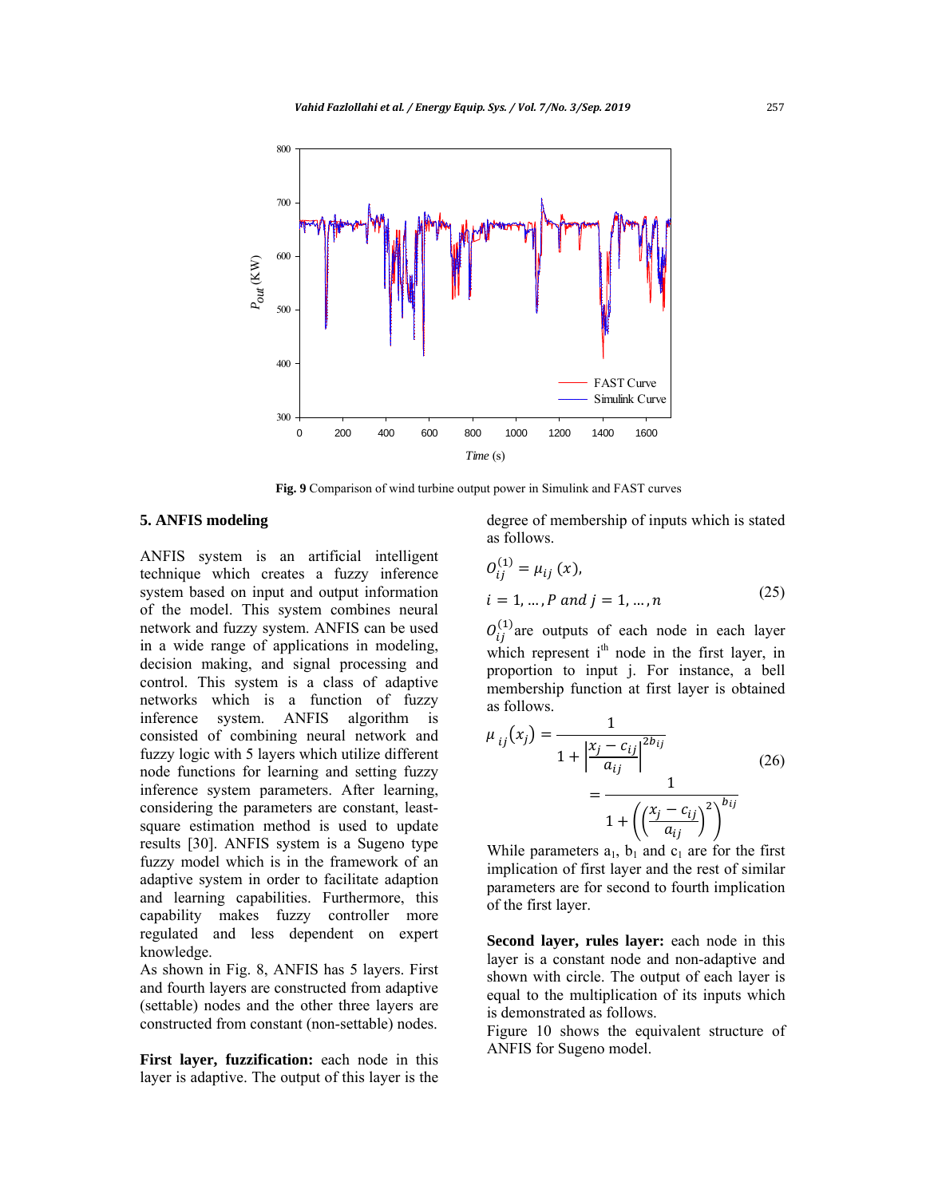Fig. 9 Comparison of wind turbine output power in Simulink and FAST curves

## 5. ANFIS modeling

ANFIS system is an artificial intelligent technique which creates a fuzzy inference system based on input and output information of the model. This system combines neural network and fuzzy system. ANFIS can be used in a wide range of applications in modeling, decision making, and signal processing and control. This system is a class of adaptive networks which is a function of fuzzy inference system. ANFIS algorithm is consisted of combining neural network and fuzzy logic with 5 layers which utilize different node functions for learning and setting fuzzy inference system parameters. After learning, considering the parameters are constant, least-square estimation method is used to update results [30]. ANFIS system is a Sugeno type fuzzy model which is in the framework of an adaptive system in order to facilitate adaption and learning capabilities. Furthermore, this capability makes fuzzy controller more regulated and less dependent on expert knowledge.

As shown in Fig. 8, ANFIS has 5 layers. First and fourth layers are constructed from adaptive (settable) nodes and the other three layers are constructed from constant (non-settable) nodes.

**First layer, fuzzification:** each node in this layer is adaptive. The output of this layer is the degree of membership of inputs which is stated as follows.

$$O_{ij}^{(1)} = \mu_{ij}(x), \quad i = 1, \ldots, P \text{ and } j = 1, \ldots, n \tag{25}$$

$O_{ij}^{(1)}$ are outputs of each node in each layer which represent i[th] node in the first layer, in proportion to input j. For instance, a bell membership function at first layer is obtained as follows.

$$\mu_{ij}(x_j) = \frac{1}{1 + \left|\frac{x_j - c_{ij}}{a_{ij}}\right|^{2b_{ij}}} = \frac{1}{1 + \left(\left(\frac{x_j - c_{ij}}{a_{ij}}\right)^2\right)^{b_{ij}}} \tag{26}$$

While parameters $a_1$, $b_1$ and $c_1$ are for the first implication of first layer and the rest of similar parameters are for second to fourth implication of the first layer.

**Second layer, rules layer:** each node in this layer is a constant node and non-adaptive and shown with circle. The output of each layer is equal to the multiplication of its inputs which is demonstrated as follows.

Figure 10 shows the equivalent structure of ANFIS for Sugeno model.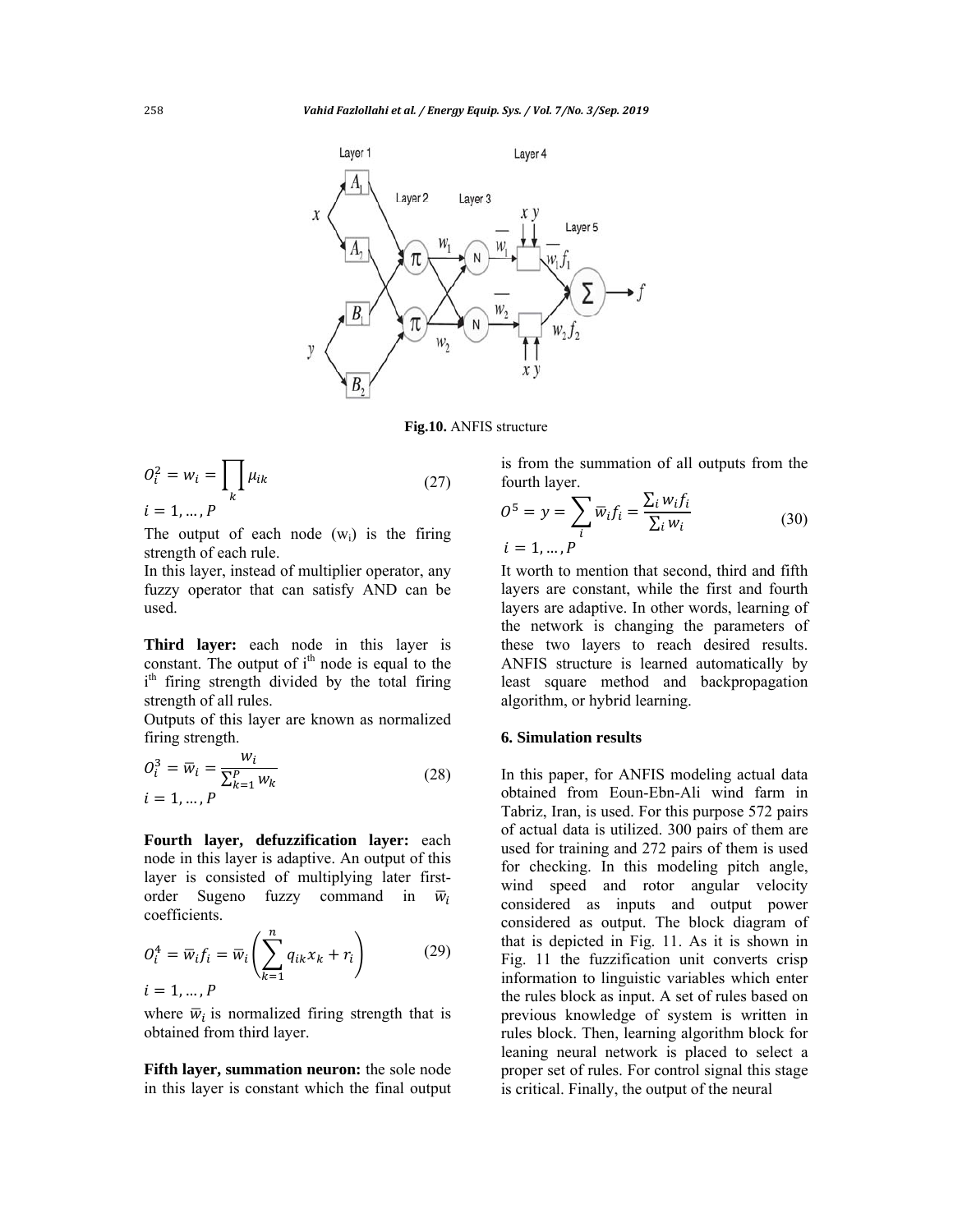**Fig.10.** ANFIS structure

$$O_i^2 = w_i = \prod_k \mu_{ik} \tag{27}$$

$i = 1, \dots, P$

The output of each node ($w_i$) is the firing strength of each rule.

In this layer, instead of multiplier operator, any fuzzy operator that can satisfy AND can be used.

**Third layer:** each node in this layer is constant. The output of i[th] node is equal to the i[th] firing strength divided by the total firing strength of all rules.

Outputs of this layer are known as normalized firing strength.

$$O_i^3 = \bar{w}_i = \frac{w_i}{\sum_{k=1}^{P} w_k} \tag{28}$$

$i = 1, \dots, P$

**Fourth layer, defuzzification layer:** each node in this layer is adaptive. An output of this layer is consisted of multiplying later first-order Sugeno fuzzy command in $\bar{w}_i$ coefficients.

$$O_i^4 = \bar{w}_i f_i = \bar{w}_i \left( \sum_{k=1}^{n} q_{ik} x_k + r_i \right) \tag{29}$$

$i = 1, \dots, P$

where $\bar{w}_i$ is normalized firing strength that is obtained from third layer.

**Fifth layer, summation neuron:** the sole node in this layer is constant which the final output is from the summation of all outputs from the fourth layer.

$$O^5 = y = \sum_i \bar{w}_i f_i = \frac{\sum_i w_i f_i}{\sum_i w_i} \tag{30}$$

$i = 1, \dots, P$

It worth to mention that second, third and fifth layers are constant, while the first and fourth layers are adaptive. In other words, learning of the network is changing the parameters of these two layers to reach desired results. ANFIS structure is learned automatically by least square method and backpropagation algorithm, or hybrid learning.

## 6. Simulation results

In this paper, for ANFIS modeling actual data obtained from Eoun-Ebn-Ali wind farm in Tabriz, Iran, is used. For this purpose 572 pairs of actual data is utilized. 300 pairs of them are used for training and 272 pairs of them is used for checking. In this modeling pitch angle, wind speed and rotor angular velocity considered as inputs and output power considered as output. The block diagram of that is depicted in Fig. 11. As it is shown in Fig. 11 the fuzzification unit converts crisp information to linguistic variables which enter the rules block as input. A set of rules based on previous knowledge of system is written in rules block. Then, learning algorithm block for leaning neural network is placed to select a proper set of rules. For control signal this stage is critical. Finally, the output of the neural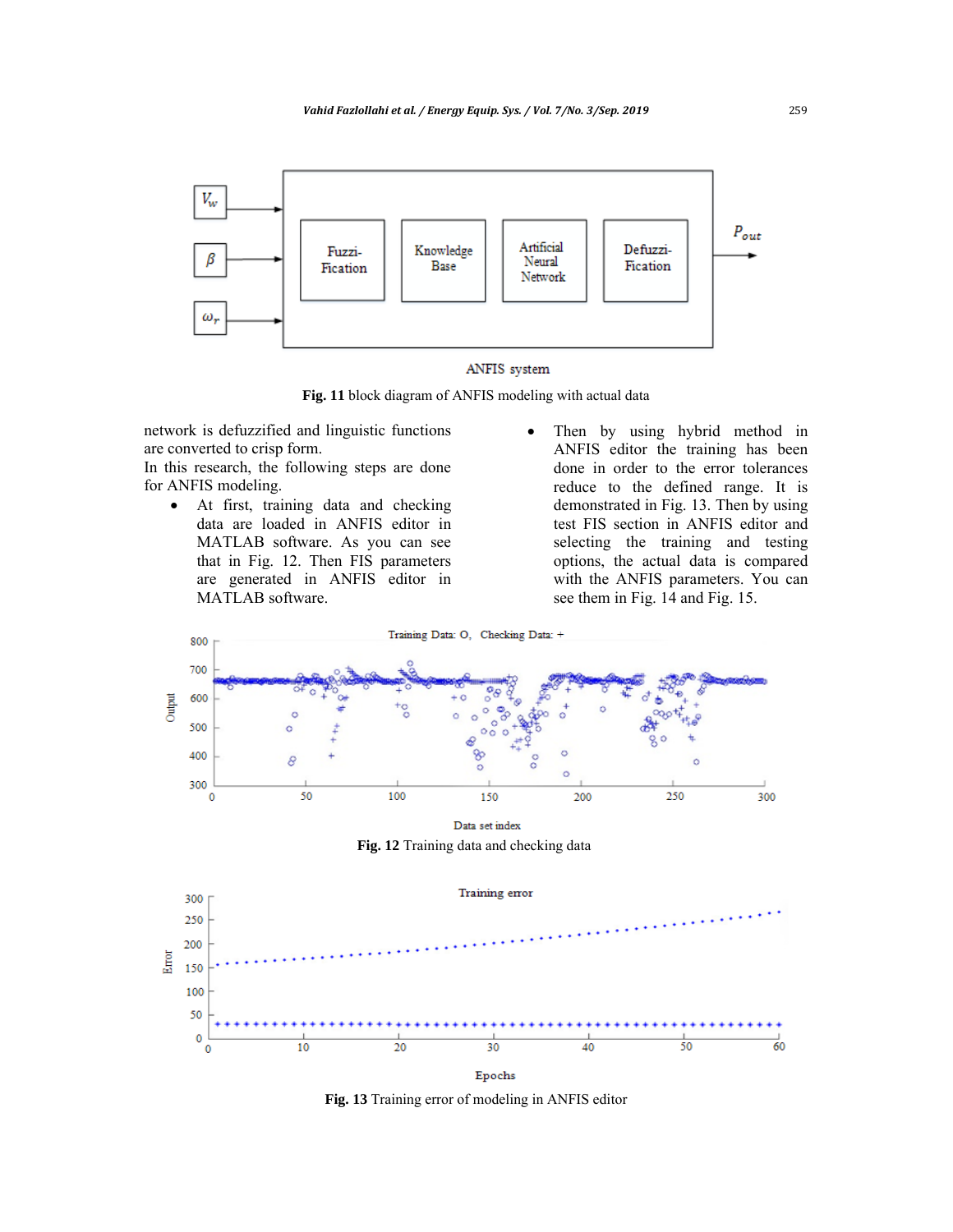**Fig. 11** block diagram of ANFIS modeling with actual data

network is defuzzified and linguistic functions are converted to crisp form.

In this research, the following steps are done for ANFIS modeling.

- At first, training data and checking data are loaded in ANFIS editor in MATLAB software. As you can see that in Fig. 12. Then FIS parameters are generated in ANFIS editor in MATLAB software.
- Then by using hybrid method in ANFIS editor the training has been done in order to the error tolerances reduce to the defined range. It is demonstrated in Fig. 13. Then by using test FIS section in ANFIS editor and selecting the training and testing options, the actual data is compared with the ANFIS parameters. You can see them in Fig. 14 and Fig. 15.

**Fig. 12** Training data and checking data

**Fig. 13** Training error of modeling in ANFIS editor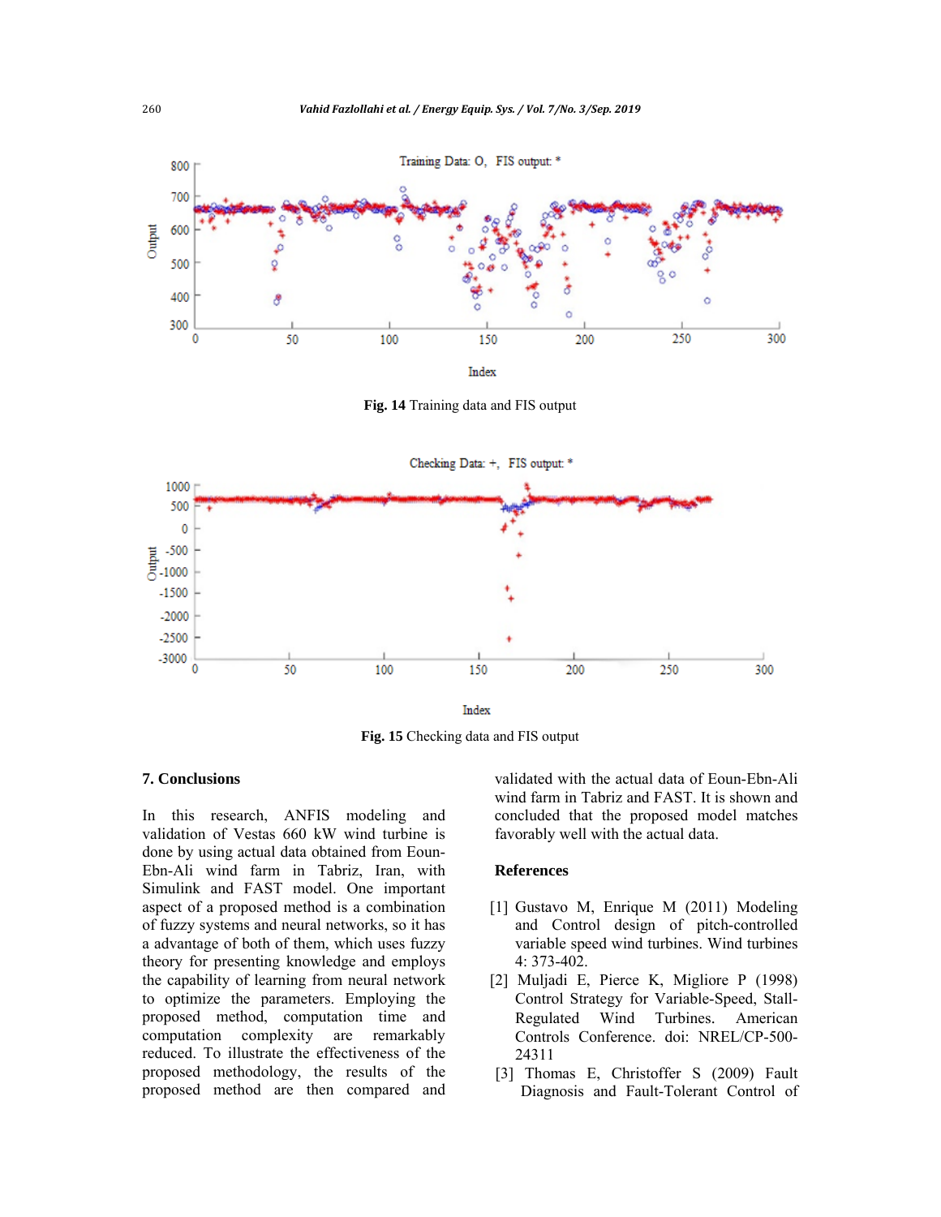Fig. 14 Training data and FIS output

Fig. 15 Checking data and FIS output

## 7. Conclusions

In this research, ANFIS modeling and validation of Vestas 660 kW wind turbine is done by using actual data obtained from Eoun-Ebn-Ali wind farm in Tabriz, Iran, with Simulink and FAST model. One important aspect of a proposed method is a combination of fuzzy systems and neural networks, so it has a advantage of both of them, which uses fuzzy theory for presenting knowledge and employs the capability of learning from neural network to optimize the parameters. Employing the proposed method, computation time and computation complexity are remarkably reduced. To illustrate the effectiveness of the proposed methodology, the results of the proposed method are then compared and validated with the actual data of Eoun-Ebn-Ali wind farm in Tabriz and FAST. It is shown and concluded that the proposed model matches favorably well with the actual data.

## References

[1] Gustavo M, Enrique M (2011) Modeling and Control design of pitch-controlled variable speed wind turbines. Wind turbines 4: 373-402.

[2] Muljadi E, Pierce K, Migliore P (1998) Control Strategy for Variable-Speed, Stall-Regulated Wind Turbines. American Controls Conference. doi: NREL/CP-500-24311

[3] Thomas E, Christoffer S (2009) Fault Diagnosis and Fault-Tolerant Control of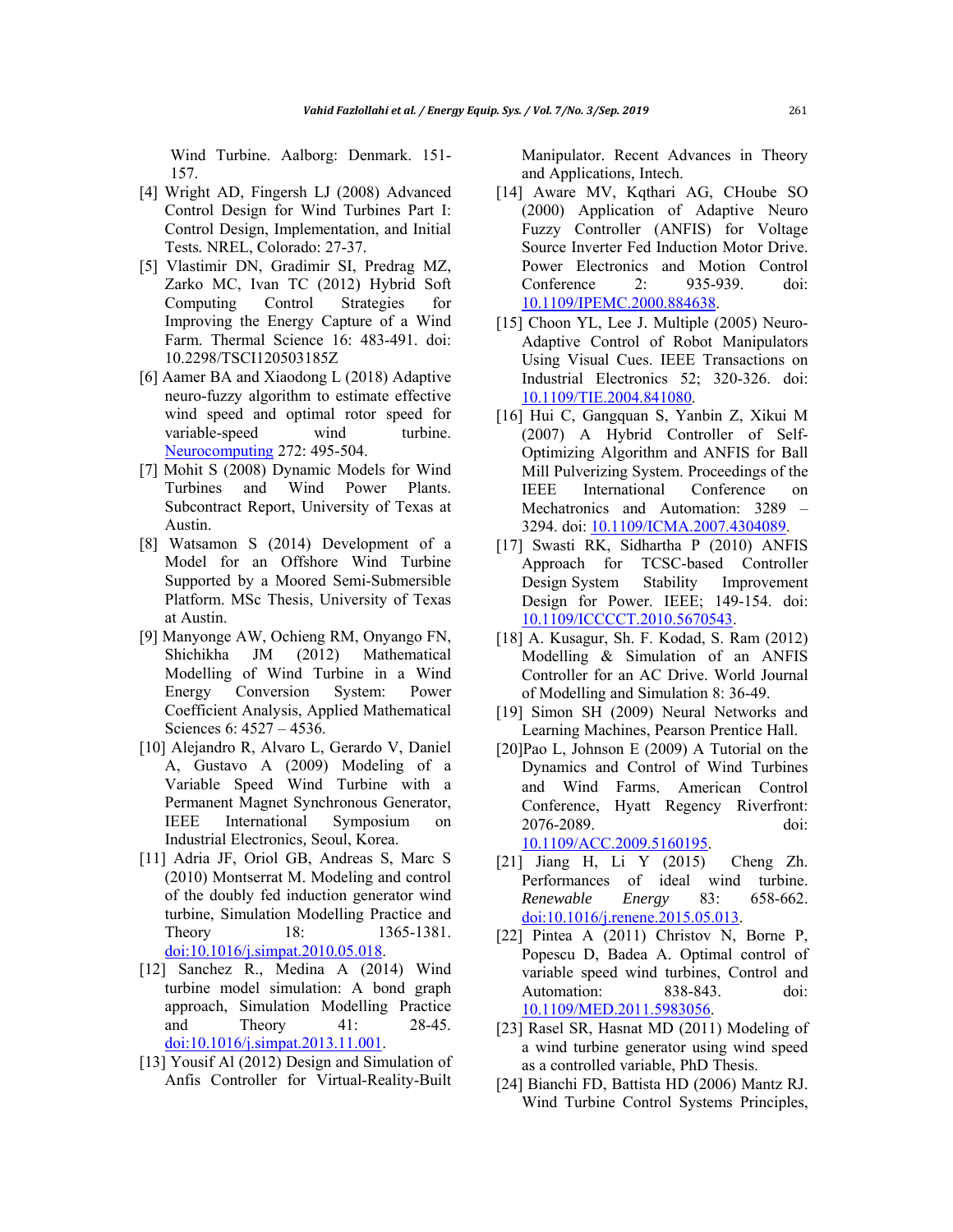Wind Turbine. Aalborg: Denmark. 151-157.

[4] Wright AD, Fingersh LJ (2008) Advanced Control Design for Wind Turbines Part I: Control Design, Implementation, and Initial Tests. NREL, Colorado: 27-37.

[5] Vlastimir DN, Gradimir SI, Predrag MZ, Zarko MC, Ivan TC (2012) Hybrid Soft Computing Control Strategies for Improving the Energy Capture of a Wind Farm. Thermal Science 16: 483-491. doi: 10.2298/TSCI120503185Z

[6] Aamer BA and Xiaodong L (2018) Adaptive neuro-fuzzy algorithm to estimate effective wind speed and optimal rotor speed for variable-speed wind turbine. Neurocomputing 272: 495-504.

[7] Mohit S (2008) Dynamic Models for Wind Turbines and Wind Power Plants. Subcontract Report, University of Texas at Austin.

[8] Watsamon S (2014) Development of a Model for an Offshore Wind Turbine Supported by a Moored Semi-Submersible Platform. MSc Thesis, University of Texas at Austin.

[9] Manyonge AW, Ochieng RM, Onyango FN, Shichikha JM (2012) Mathematical Modelling of Wind Turbine in a Wind Energy Conversion System: Power Coefficient Analysis, Applied Mathematical Sciences 6: 4527 – 4536.

[10] Alejandro R, Alvaro L, Gerardo V, Daniel A, Gustavo A (2009) Modeling of a Variable Speed Wind Turbine with a Permanent Magnet Synchronous Generator, IEEE International Symposium on Industrial Electronics, Seoul, Korea.

[11] Adria JF, Oriol GB, Andreas S, Marc S (2010) Montserrat M. Modeling and control of the doubly fed induction generator wind turbine, Simulation Modelling Practice and Theory 18: 1365-1381. doi:10.1016/j.simpat.2010.05.018.

[12] Sanchez R., Medina A (2014) Wind turbine model simulation: A bond graph approach, Simulation Modelling Practice and Theory 41: 28-45. doi:10.1016/j.simpat.2013.11.001.

[13] Yousif Al (2012) Design and Simulation of Anfis Controller for Virtual-Reality-Built Manipulator. Recent Advances in Theory and Applications, Intech.

[14] Aware MV, Kqthari AG, CHoube SO (2000) Application of Adaptive Neuro Fuzzy Controller (ANFIS) for Voltage Source Inverter Fed Induction Motor Drive. Power Electronics and Motion Control Conference 2: 935-939. doi: 10.1109/IPEMC.2000.884638.

[15] Choon YL, Lee J. Multiple (2005) Neuro-Adaptive Control of Robot Manipulators Using Visual Cues. IEEE Transactions on Industrial Electronics 52; 320-326. doi: 10.1109/TIE.2004.841080.

[16] Hui C, Gangquan S, Yanbin Z, Xikui M (2007) A Hybrid Controller of Self-Optimizing Algorithm and ANFIS for Ball Mill Pulverizing System. Proceedings of the IEEE International Conference on Mechatronics and Automation: 3289 – 3294. doi: 10.1109/ICMA.2007.4304089.

[17] Swasti RK, Sidhartha P (2010) ANFIS Approach for TCSC-based Controller Design System Stability Improvement Design for Power. IEEE; 149-154. doi: 10.1109/ICCCCT.2010.5670543.

[18] A. Kusagur, Sh. F. Kodad, S. Ram (2012) Modelling & Simulation of an ANFIS Controller for an AC Drive. World Journal of Modelling and Simulation 8: 36-49.

[19] Simon SH (2009) Neural Networks and Learning Machines, Pearson Prentice Hall.

[20] Pao L, Johnson E (2009) A Tutorial on the Dynamics and Control of Wind Turbines and Wind Farms. American Control Conference, Hyatt Regency Riverfront: 2076-2089. doi: 10.1109/ACC.2009.5160195.

[21] Jiang H, Li Y (2015) Cheng Zh. Performances of ideal wind turbine. *Renewable Energy* 83: 658-662. doi:10.1016/j.renene.2015.05.013.

[22] Pintea A (2011) Christov N, Borne P, Popescu D, Badea A. Optimal control of variable speed wind turbines, Control and Automation: 838-843. doi: 10.1109/MED.2011.5983056.

[23] Rasel SR, Hasnat MD (2011) Modeling of a wind turbine generator using wind speed as a controlled variable, PhD Thesis.

[24] Bianchi FD, Battista HD (2006) Mantz RJ. Wind Turbine Control Systems Principles,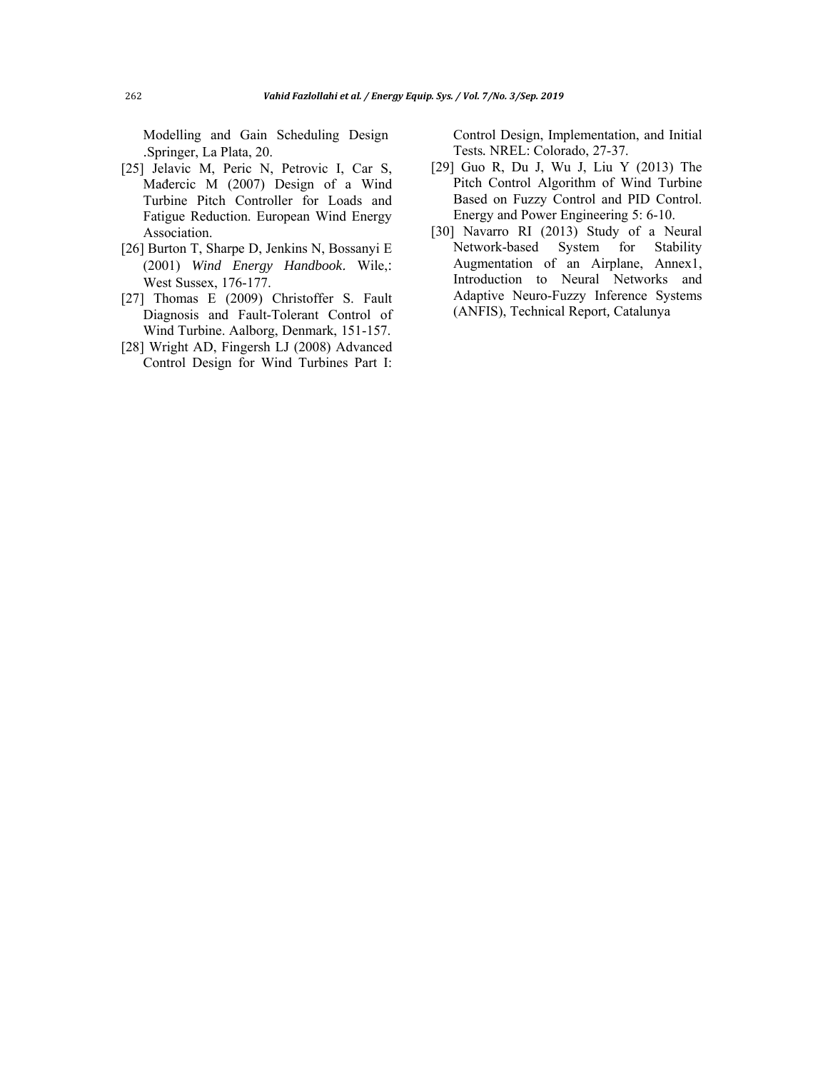Modelling and Gain Scheduling Design .Springer, La Plata, 20.

[25] Jelavic M, Peric N, Petrovic I, Car S, Mađercic M (2007) Design of a Wind Turbine Pitch Controller for Loads and Fatigue Reduction. European Wind Energy Association.

[26] Burton T, Sharpe D, Jenkins N, Bossanyi E (2001) *Wind Energy Handbook*. Wile,: West Sussex, 176-177.

[27] Thomas E (2009) Christoffer S. Fault Diagnosis and Fault-Tolerant Control of Wind Turbine. Aalborg, Denmark, 151-157.

[28] Wright AD, Fingersh LJ (2008) Advanced Control Design for Wind Turbines Part I: Control Design, Implementation, and Initial Tests. NREL: Colorado, 27-37.

[29] Guo R, Du J, Wu J, Liu Y (2013) The Pitch Control Algorithm of Wind Turbine Based on Fuzzy Control and PID Control. Energy and Power Engineering 5: 6-10.

[30] Navarro RI (2013) Study of a Neural Network-based System for Stability Augmentation of an Airplane, Annex1, Introduction to Neural Networks and Adaptive Neuro-Fuzzy Inference Systems (ANFIS), Technical Report, Catalunya